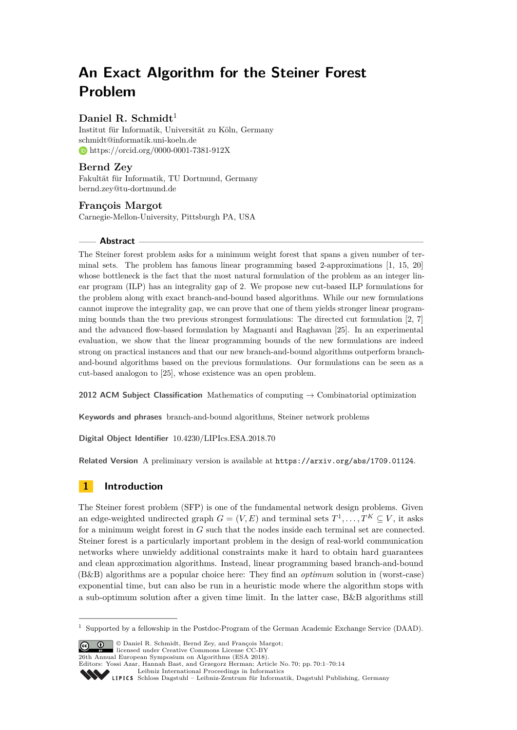# An Exact Algorithm for the Steiner Forest Problem

**Daniel R. Schmidt**[1]
Institut für Informatik, Universität zu Köln, Germany
schmidt@informatik.uni-koeln.de
https://orcid.org/0000-0001-7381-912X

**Bernd Zey**
Fakultät für Informatik, TU Dortmund, Germany
bernd.zey@tu-dortmund.de

**François Margot**
Carnegie-Mellon-University, Pittsburgh PA, USA

## Abstract

The Steiner forest problem asks for a minimum weight forest that spans a given number of terminal sets. The problem has famous linear programming based 2-approximations [1, 15, 20] whose bottleneck is the fact that the most natural formulation of the problem as an integer linear program (ILP) has an integrality gap of 2. We propose new cut-based ILP formulations for the problem along with exact branch-and-bound based algorithms. While our new formulations cannot improve the integrality gap, we can prove that one of them yields stronger linear programming bounds than the two previous strongest formulations: The directed cut formulation [2, 7] and the advanced flow-based formulation by Magnanti and Raghavan [25]. In an experimental evaluation, we show that the linear programming bounds of the new formulations are indeed strong on practical instances and that our new branch-and-bound algorithms outperform branch-and-bound algorithms based on the previous formulations. Our formulations can be seen as a cut-based analogon to [25], whose existence was an open problem.

**2012 ACM Subject Classification** Mathematics of computing → Combinatorial optimization

**Keywords and phrases** branch-and-bound algorithms, Steiner network problems

**Digital Object Identifier** 10.4230/LIPIcs.ESA.2018.70

**Related Version** A preliminary version is available at https://arxiv.org/abs/1709.01124.

## 1 Introduction

The Steiner forest problem (SFP) is one of the fundamental network design problems. Given an edge-weighted undirected graph $G = (V, E)$ and terminal sets $T^1, \ldots, T^K \subseteq V$, it asks for a minimum weight forest in $G$ such that the nodes inside each terminal set are connected. Steiner forest is a particularly important problem in the design of real-world communication networks where unwieldy additional constraints make it hard to obtain hard guarantees and clean approximation algorithms. Instead, linear programming based branch-and-bound (B&B) algorithms are a popular choice here: They find an *optimum* solution in (worst-case) exponential time, but can also be run in a heuristic mode where the algorithm stops with a sub-optimum solution after a given time limit. In the latter case, B&B algorithms still

[1] Supported by a fellowship in the Postdoc-Program of the German Academic Exchange Service (DAAD).

© Daniel R. Schmidt, Bernd Zey, and François Margot;
licensed under Creative Commons License CC-BY
26th Annual European Symposium on Algorithms (ESA 2018).
Editors: Yossi Azar, Hannah Bast, and Grzegorz Herman; Article No. 70; pp. 70:1–70:14
Leibniz International Proceedings in Informatics
Schloss Dagstuhl – Leibniz-Zentrum für Informatik, Dagstuhl Publishing, Germany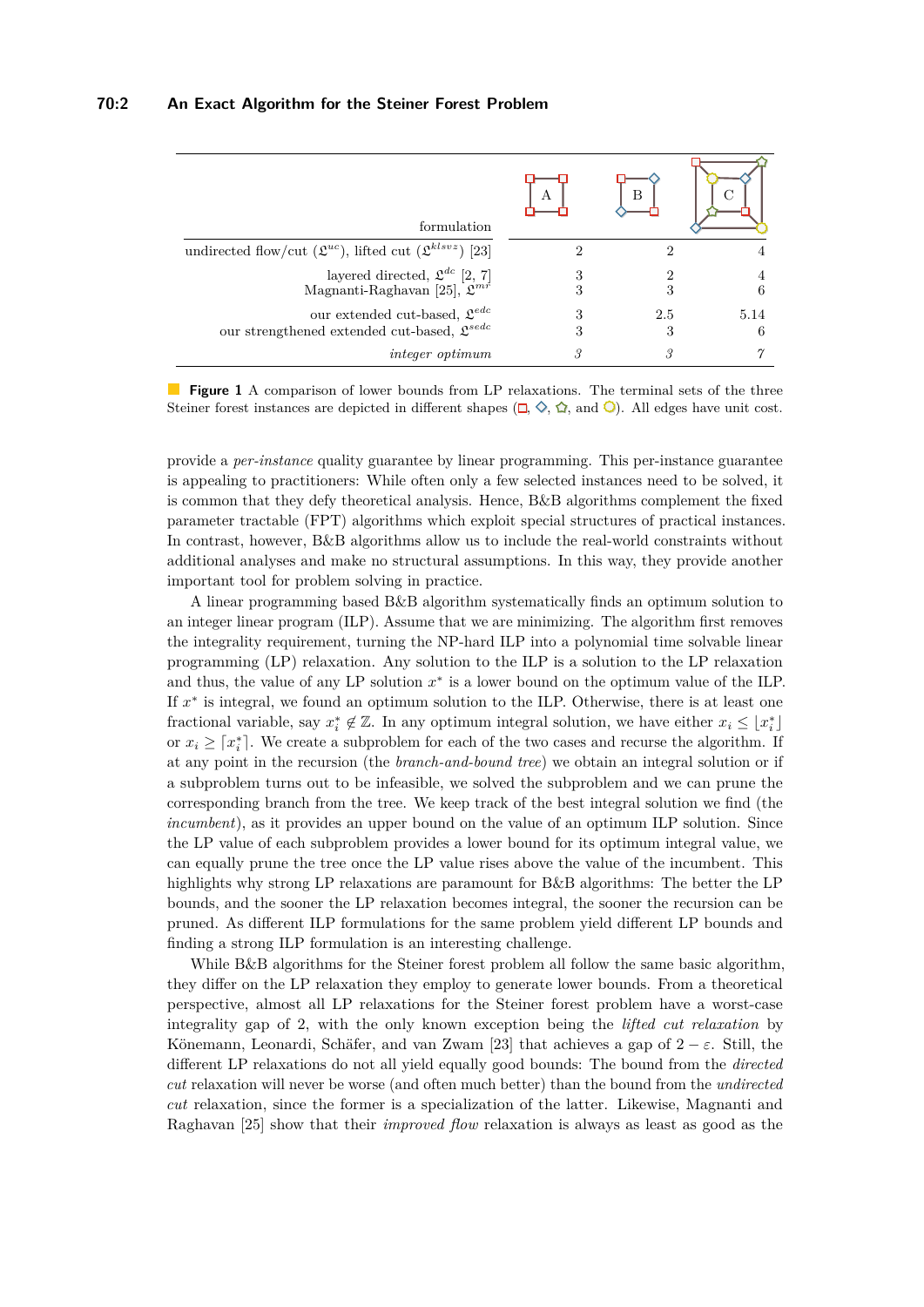| formulation | A | B | C |
|---|---|---|---|
| undirected flow/cut ($\mathfrak{L}^{uc}$), lifted cut ($\mathfrak{L}^{klsvz}$) [23] | 2 | 2 | 4 |
| layered directed, $\mathfrak{L}^{dc}$ [2, 7] | 3 | 2 | 4 |
| Magnanti-Raghavan [25], $\mathfrak{L}^{mr}$ | 3 | 3 | 6 |
| our extended cut-based, $\mathfrak{L}^{edc}$ | 3 | 2.5 | 5.14 |
| our strengthened extended cut-based, $\mathfrak{L}^{sedc}$ | 3 | 3 | 6 |
| *integer optimum* | *3* | *3* | *7* |

**Figure 1** A comparison of lower bounds from LP relaxations. The terminal sets of the three Steiner forest instances are depicted in different shapes (□, ◇, ☆, and ○). All edges have unit cost.

provide a *per-instance* quality guarantee by linear programming. This per-instance guarantee is appealing to practitioners: While often only a few selected instances need to be solved, it is common that they defy theoretical analysis. Hence, B&B algorithms complement the fixed parameter tractable (FPT) algorithms which exploit special structures of practical instances. In contrast, however, B&B algorithms allow us to include the real-world constraints without additional analyses and make no structural assumptions. In this way, they provide another important tool for problem solving in practice.

A linear programming based B&B algorithm systematically finds an optimum solution to an integer linear program (ILP). Assume that we are minimizing. The algorithm first removes the integrality requirement, turning the NP-hard ILP into a polynomial time solvable linear programming (LP) relaxation. Any solution to the ILP is a solution to the LP relaxation and thus, the value of any LP solution $x^*$ is a lower bound on the optimum value of the ILP. If $x^*$ is integral, we found an optimum solution to the ILP. Otherwise, there is at least one fractional variable, say $x_i^* \notin \mathbb{Z}$. In any optimum integral solution, we have either $x_i \leq \lfloor x_i^* \rfloor$ or $x_i \geq \lceil x_i^* \rceil$. We create a subproblem for each of the two cases and recurse the algorithm. If at any point in the recursion (the *branch-and-bound tree*) we obtain an integral solution or if a subproblem turns out to be infeasible, we solved the subproblem and we can prune the corresponding branch from the tree. We keep track of the best integral solution we find (the *incumbent*), as it provides an upper bound on the value of an optimum ILP solution. Since the LP value of each subproblem provides a lower bound for its optimum integral value, we can equally prune the tree once the LP value rises above the value of the incumbent. This highlights why strong LP relaxations are paramount for B&B algorithms: The better the LP bounds, and the sooner the LP relaxation becomes integral, the sooner the recursion can be pruned. As different ILP formulations for the same problem yield different LP bounds and finding a strong ILP formulation is an interesting challenge.

While B&B algorithms for the Steiner forest problem all follow the same basic algorithm, they differ on the LP relaxation they employ to generate lower bounds. From a theoretical perspective, almost all LP relaxations for the Steiner forest problem have a worst-case integrality gap of 2, with the only known exception being the *lifted cut relaxation* by Könemann, Leonardi, Schäfer, and van Zwam [23] that achieves a gap of $2 - \varepsilon$. Still, the different LP relaxations do not all yield equally good bounds: The bound from the *directed cut* relaxation will never be worse (and often much better) than the bound from the *undirected cut* relaxation, since the former is a specialization of the latter. Likewise, Magnanti and Raghavan [25] show that their *improved flow* relaxation is always as least as good as the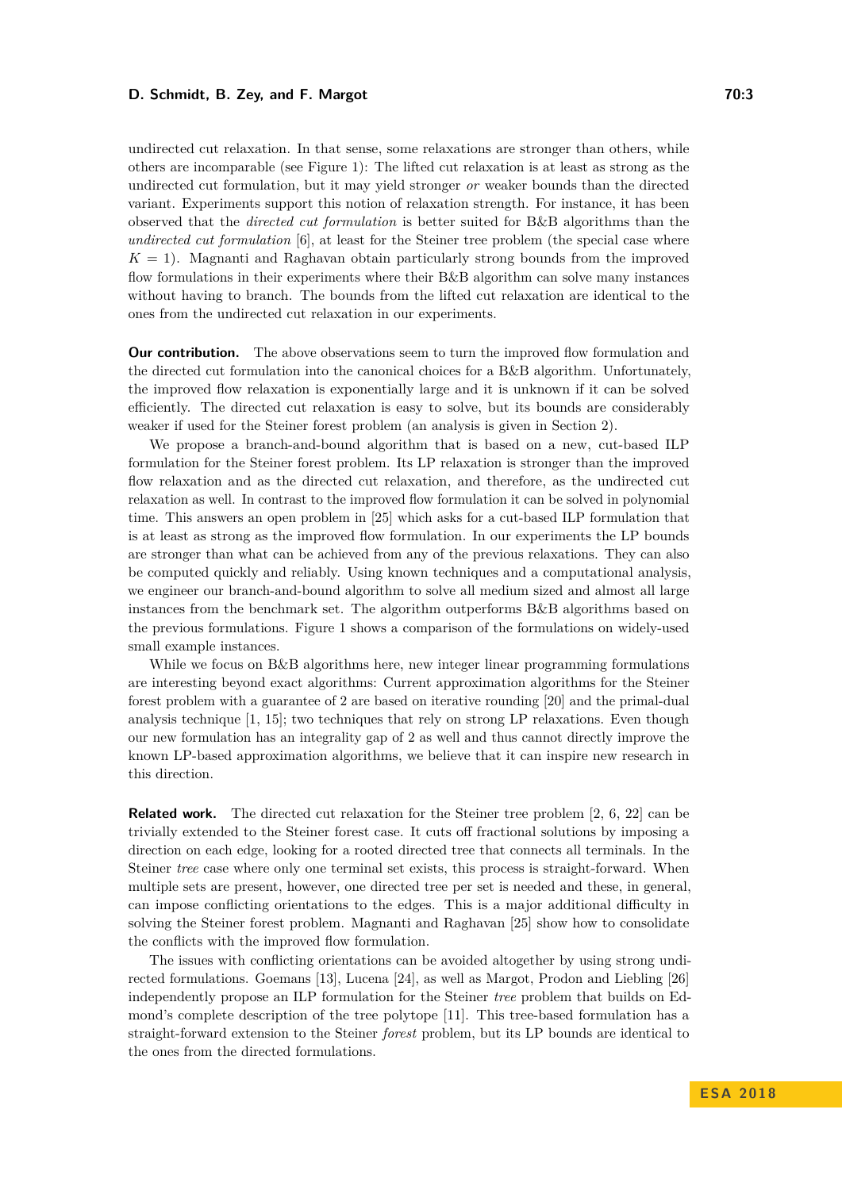undirected cut relaxation. In that sense, some relaxations are stronger than others, while others are incomparable (see Figure 1): The lifted cut relaxation is at least as strong as the undirected cut formulation, but it may yield stronger *or* weaker bounds than the directed variant. Experiments support this notion of relaxation strength. For instance, it has been observed that the *directed cut formulation* is better suited for B&B algorithms than the *undirected cut formulation* [6], at least for the Steiner tree problem (the special case where $K = 1$). Magnanti and Raghavan obtain particularly strong bounds from the improved flow formulations in their experiments where their B&B algorithm can solve many instances without having to branch. The bounds from the lifted cut relaxation are identical to the ones from the undirected cut relaxation in our experiments.

**Our contribution.** The above observations seem to turn the improved flow formulation and the directed cut formulation into the canonical choices for a B&B algorithm. Unfortunately, the improved flow relaxation is exponentially large and it is unknown if it can be solved efficiently. The directed cut relaxation is easy to solve, but its bounds are considerably weaker if used for the Steiner forest problem (an analysis is given in Section 2).

We propose a branch-and-bound algorithm that is based on a new, cut-based ILP formulation for the Steiner forest problem. Its LP relaxation is stronger than the improved flow relaxation and as the directed cut relaxation, and therefore, as the undirected cut relaxation as well. In contrast to the improved flow formulation it can be solved in polynomial time. This answers an open problem in [25] which asks for a cut-based ILP formulation that is at least as strong as the improved flow formulation. In our experiments the LP bounds are stronger than what can be achieved from any of the previous relaxations. They can also be computed quickly and reliably. Using known techniques and a computational analysis, we engineer our branch-and-bound algorithm to solve all medium sized and almost all large instances from the benchmark set. The algorithm outperforms B&B algorithms based on the previous formulations. Figure 1 shows a comparison of the formulations on widely-used small example instances.

While we focus on B&B algorithms here, new integer linear programming formulations are interesting beyond exact algorithms: Current approximation algorithms for the Steiner forest problem with a guarantee of 2 are based on iterative rounding [20] and the primal-dual analysis technique [1, 15]; two techniques that rely on strong LP relaxations. Even though our new formulation has an integrality gap of 2 as well and thus cannot directly improve the known LP-based approximation algorithms, we believe that it can inspire new research in this direction.

**Related work.** The directed cut relaxation for the Steiner tree problem [2, 6, 22] can be trivially extended to the Steiner forest case. It cuts off fractional solutions by imposing a direction on each edge, looking for a rooted directed tree that connects all terminals. In the Steiner *tree* case where only one terminal set exists, this process is straight-forward. When multiple sets are present, however, one directed tree per set is needed and these, in general, can impose conflicting orientations to the edges. This is a major additional difficulty in solving the Steiner forest problem. Magnanti and Raghavan [25] show how to consolidate the conflicts with the improved flow formulation.

The issues with conflicting orientations can be avoided altogether by using strong undirected formulations. Goemans [13], Lucena [24], as well as Margot, Prodon and Liebling [26] independently propose an ILP formulation for the Steiner *tree* problem that builds on Edmond's complete description of the tree polytope [11]. This tree-based formulation has a straight-forward extension to the Steiner *forest* problem, but its LP bounds are identical to the ones from the directed formulations.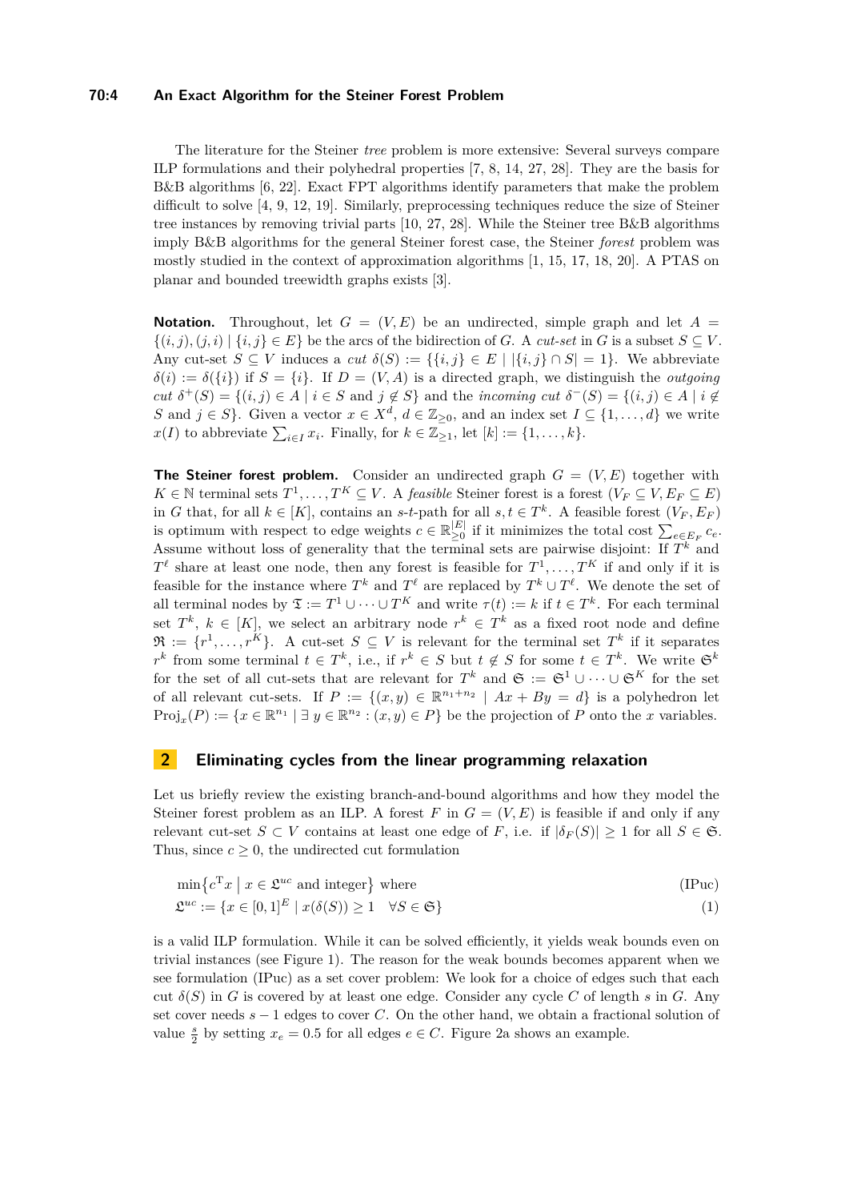The literature for the Steiner *tree* problem is more extensive: Several surveys compare ILP formulations and their polyhedral properties [7, 8, 14, 27, 28]. They are the basis for B&B algorithms [6, 22]. Exact FPT algorithms identify parameters that make the problem difficult to solve [4, 9, 12, 19]. Similarly, preprocessing techniques reduce the size of Steiner tree instances by removing trivial parts [10, 27, 28]. While the Steiner tree B&B algorithms imply B&B algorithms for the general Steiner forest case, the Steiner *forest* problem was mostly studied in the context of approximation algorithms [1, 15, 17, 18, 20]. A PTAS on planar and bounded treewidth graphs exists [3].

**Notation.** Throughout, let $G = (V, E)$ be an undirected, simple graph and let $A = \{(i, j), (j, i) \mid \{i, j\} \in E\}$ be the arcs of the bidirection of $G$. A *cut-set* in $G$ is a subset $S \subseteq V$. Any cut-set $S \subseteq V$ induces a *cut* $\delta(S) := \{\{i, j\} \in E \mid |\{i, j\} \cap S| = 1\}$. We abbreviate $\delta(i) := \delta(\{i\})$ if $S = \{i\}$. If $D = (V, A)$ is a directed graph, we distinguish the *outgoing cut* $\delta^+(S) = \{(i, j) \in A \mid i \in S \text{ and } j \notin S\}$ and the *incoming cut* $\delta^-(S) = \{(i, j) \in A \mid i \notin S \text{ and } j \in S\}$. Given a vector $x \in X^d$, $d \in \mathbb{Z}_{\geq 0}$, and an index set $I \subseteq \{1, \ldots, d\}$ we write $x(I)$ to abbreviate $\sum_{i \in I} x_i$. Finally, for $k \in \mathbb{Z}_{\geq 1}$, let $[k] := \{1, \ldots, k\}$.

**The Steiner forest problem.** Consider an undirected graph $G = (V, E)$ together with $K \in \mathbb{N}$ terminal sets $T^1, \ldots, T^K \subseteq V$. A *feasible* Steiner forest is a forest $(V_F \subseteq V, E_F \subseteq E)$ in $G$ that, for all $k \in [K]$, contains an $s$-$t$-path for all $s, t \in T^k$. A feasible forest $(V_F, E_F)$ is optimum with respect to edge weights $c \in \mathbb{R}^{|E|}_{\geq 0}$ if it minimizes the total cost $\sum_{e \in E_F} c_e$. Assume without loss of generality that the terminal sets are pairwise disjoint: If $T^k$ and $T^\ell$ share at least one node, then any forest is feasible for $T^1, \ldots, T^K$ if and only if it is feasible for the instance where $T^k$ and $T^\ell$ are replaced by $T^k \cup T^\ell$. We denote the set of all terminal nodes by $\mathfrak{T} := T^1 \cup \cdots \cup T^K$ and write $\tau(t) := k$ if $t \in T^k$. For each terminal set $T^k$, $k \in [K]$, we select an arbitrary node $r^k \in T^k$ as a fixed root node and define $\mathfrak{R} := \{r^1, \ldots, r^K\}$. A cut-set $S \subseteq V$ is relevant for the terminal set $T^k$ if it separates $r^k$ from some terminal $t \in T^k$, i.e., if $r^k \in S$ but $t \notin S$ for some $t \in T^k$. We write $\mathfrak{S}^k$ for the set of all cut-sets that are relevant for $T^k$ and $\mathfrak{S} := \mathfrak{S}^1 \cup \cdots \cup \mathfrak{S}^K$ for the set of all relevant cut-sets. If $P := \{(x, y) \in \mathbb{R}^{n_1 + n_2} \mid Ax + By = d\}$ is a polyhedron let $\text{Proj}_x(P) := \{x \in \mathbb{R}^{n_1} \mid \exists\, y \in \mathbb{R}^{n_2} : (x, y) \in P\}$ be the projection of $P$ onto the $x$ variables.

## 2 Eliminating cycles from the linear programming relaxation

Let us briefly review the existing branch-and-bound algorithms and how they model the Steiner forest problem as an ILP. A forest $F$ in $G = (V, E)$ is feasible if and only if any relevant cut-set $S \subset V$ contains at least one edge of $F$, i.e. if $|\delta_F(S)| \geq 1$ for all $S \in \mathfrak{S}$. Thus, since $c \geq 0$, the undirected cut formulation

$$\min\{c^{\mathrm{T}} x \mid x \in \mathfrak{L}^{uc} \text{ and integer}\} \text{ where} \tag{IPuc}$$

$$\mathfrak{L}^{uc} := \{x \in [0, 1]^E \mid x(\delta(S)) \geq 1 \quad \forall S \in \mathfrak{S}\} \tag{1}$$

is a valid ILP formulation. While it can be solved efficiently, it yields weak bounds even on trivial instances (see Figure 1). The reason for the weak bounds becomes apparent when we see formulation (IPuc) as a set cover problem: We look for a choice of edges such that each cut $\delta(S)$ in $G$ is covered by at least one edge. Consider any cycle $C$ of length $s$ in $G$. Any set cover needs $s - 1$ edges to cover $C$. On the other hand, we obtain a fractional solution of value $\frac{s}{2}$ by setting $x_e = 0.5$ for all edges $e \in C$. Figure 2a shows an example.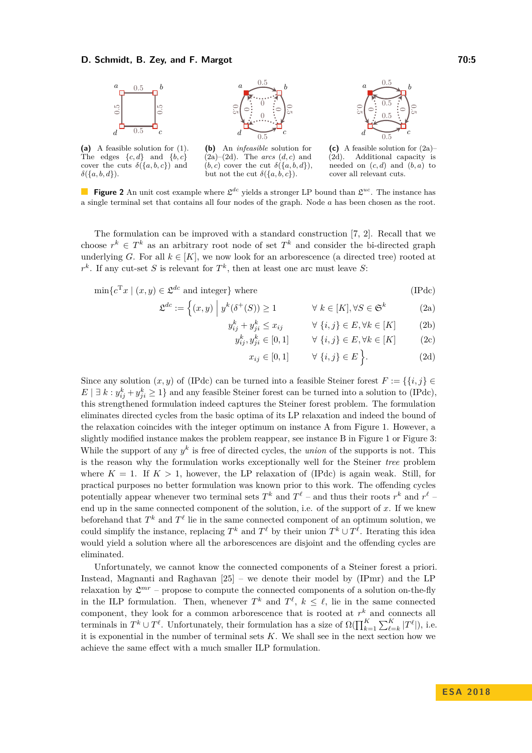**(a)** A feasible solution for (1). The edges $\{c,d\}$ and $\{b,c\}$ cover the cuts $\delta(\{a,b,c\})$ and $\delta(\{a,b,d\})$.

**(b)** An *infeasible* solution for (2a)–(2d). The *arcs* $(d,c)$ and $(b,c)$ cover the cut $\delta(\{a,b,d\})$, but not the cut $\delta(\{a,b,c\})$.

**(c)** A feasible solution for (2a)–(2d). Additional capacity is needed on $(c,d)$ and $(b,a)$ to cover all relevant cuts.

**Figure 2** An unit cost example where $\mathfrak{L}^{dc}$ yields a stronger LP bound than $\mathfrak{L}^{uc}$. The instance has a single terminal set that contains all four nodes of the graph. Node $a$ has been chosen as the root.

The formulation can be improved with a standard construction [7, 2]. Recall that we choose $r^k \in T^k$ as an arbitrary root node of set $T^k$ and consider the bi-directed graph underlying $G$. For all $k \in [K]$, we now look for an arborescence (a directed tree) rooted at $r^k$. If any cut-set $S$ is relevant for $T^k$, then at least one arc must leave $S$:

$$\min\{c^{\mathrm{T}}x \mid (x,y) \in \mathfrak{L}^{dc} \text{ and integer}\} \text{ where} \tag{IPdc}$$

$$\mathfrak{L}^{dc} := \Big\{(x,y) \;\Big|\; y^k(\delta^+(S)) \geq 1 \qquad \forall\, k \in [K], \forall S \in \mathfrak{S}^k \tag{2a}$$

$$y^k_{ij} + y^k_{ji} \leq x_{ij} \qquad \forall\, \{i,j\} \in E, \forall k \in [K] \tag{2b}$$

$$y^k_{ij}, y^k_{ji} \in [0,1] \qquad \forall\, \{i,j\} \in E, \forall k \in [K] \tag{2c}$$

$$x_{ij} \in [0,1] \qquad \forall\, \{i,j\} \in E \Big\}. \tag{2d}$$

Since any solution $(x,y)$ of (IPdc) can be turned into a feasible Steiner forest $F := \{\{i,j\} \in E \mid \exists\, k : y^k_{ij} + y^k_{ji} \geq 1\}$ and any feasible Steiner forest can be turned into a solution to (IPdc), this strengthened formulation indeed captures the Steiner forest problem. The formulation eliminates directed cycles from the basic optima of its LP relaxation and indeed the bound of the relaxation coincides with the integer optimum on instance A from Figure 1. However, a slightly modified instance makes the problem reappear, see instance B in Figure 1 or Figure 3: While the support of any $y^k$ is free of directed cycles, the *union* of the supports is not. This is the reason why the formulation works exceptionally well for the Steiner *tree* problem where $K = 1$. If $K > 1$, however, the LP relaxation of (IPdc) is again weak. Still, for practical purposes no better formulation was known prior to this work. The offending cycles potentially appear whenever two terminal sets $T^k$ and $T^\ell$ – and thus their roots $r^k$ and $r^\ell$ – end up in the same connected component of the solution, i.e. of the support of $x$. If we knew beforehand that $T^k$ and $T^\ell$ lie in the same connected component of an optimum solution, we could simplify the instance, replacing $T^k$ and $T^\ell$ by their union $T^k \cup T^\ell$. Iterating this idea would yield a solution where all the arborescences are disjoint and the offending cycles are eliminated.

Unfortunately, we cannot know the connected components of a Steiner forest a priori. Instead, Magnanti and Raghavan [25] – we denote their model by (IPmr) and the LP relaxation by $\mathfrak{L}^{mr}$ – propose to compute the connected components of a solution on-the-fly in the ILP formulation. Then, whenever $T^k$ and $T^\ell$, $k \leq \ell$, lie in the same connected component, they look for a common arborescence that is rooted at $r^k$ and connects all terminals in $T^k \cup T^\ell$. Unfortunately, their formulation has a size of $\Omega(\prod_{k=1}^{K} \sum_{\ell=k}^{K} |T^\ell|)$, i.e. it is exponential in the number of terminal sets $K$. We shall see in the next section how we achieve the same effect with a much smaller ILP formulation.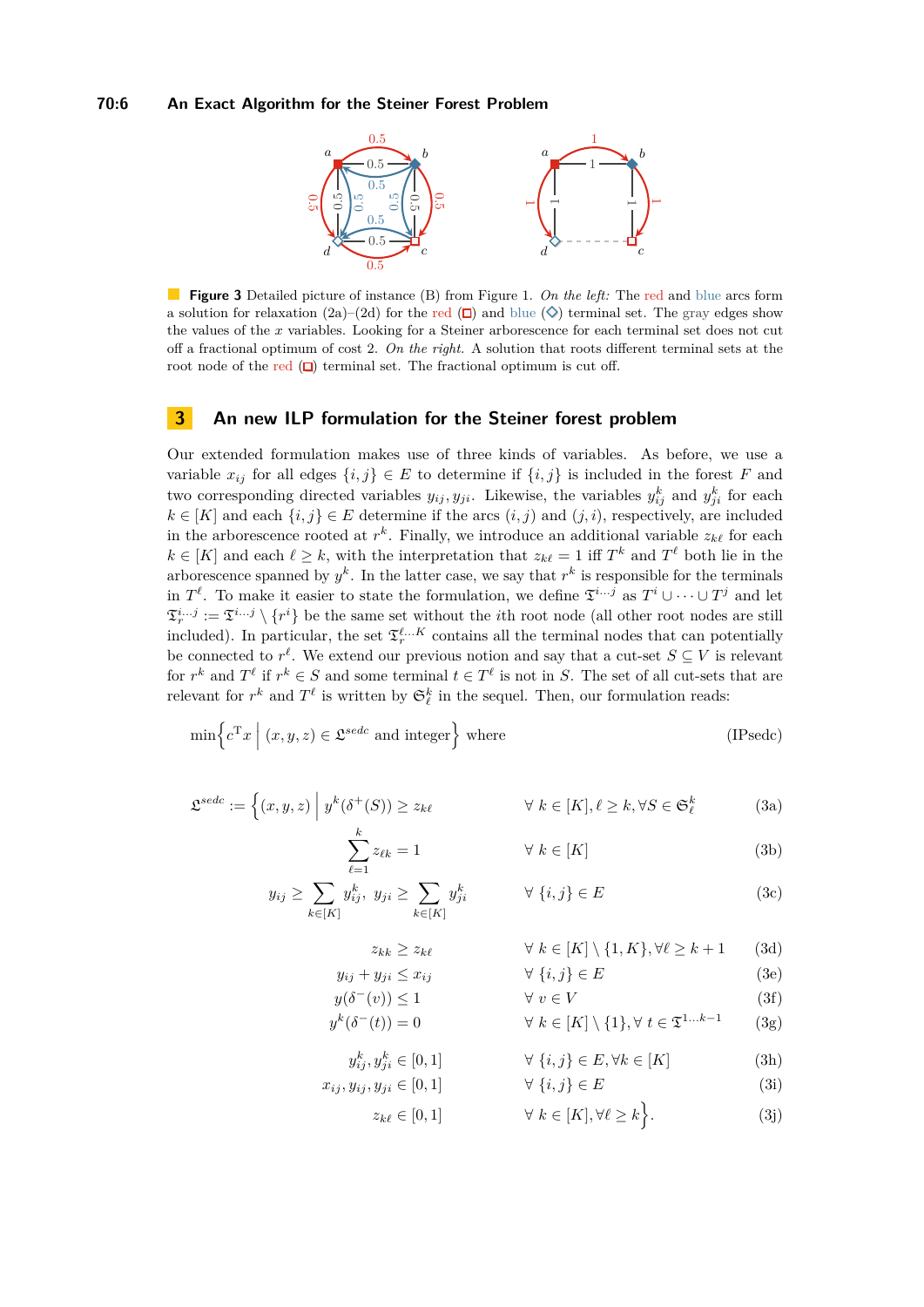**Figure 3** Detailed picture of instance (B) from Figure 1. *On the left:* The red and blue arcs form a solution for relaxation (2a)–(2d) for the red (□) and blue (◇) terminal set. The gray edges show the values of the $x$ variables. Looking for a Steiner arborescence for each terminal set does not cut off a fractional optimum of cost 2. *On the right.* A solution that roots different terminal sets at the root node of the red (□) terminal set. The fractional optimum is cut off.

## 3 An new ILP formulation for the Steiner forest problem

Our extended formulation makes use of three kinds of variables. As before, we use a variable $x_{ij}$ for all edges $\{i,j\} \in E$ to determine if $\{i,j\}$ is included in the forest $F$ and two corresponding directed variables $y_{ij}, y_{ji}$. Likewise, the variables $y^k_{ij}$ and $y^k_{ji}$ for each $k \in [K]$ and each $\{i,j\} \in E$ determine if the arcs $(i,j)$ and $(j,i)$, respectively, are included in the arborescence rooted at $r^k$. Finally, we introduce an additional variable $z_{k\ell}$ for each $k \in [K]$ and each $\ell \geq k$, with the interpretation that $z_{k\ell} = 1$ iff $T^k$ and $T^\ell$ both lie in the arborescence spanned by $y^k$. In the latter case, we say that $r^k$ is responsible for the terminals in $T^\ell$. To make it easier to state the formulation, we define $\mathfrak{T}^{i\ldots j}$ as $T^i \cup \cdots \cup T^j$ and let $\mathfrak{T}^{i\ldots j}_r := \mathfrak{T}^{i\ldots j} \setminus \{r^i\}$ be the same set without the $i$th root node (all other root nodes are still included). In particular, the set $\mathfrak{T}^{\ell\ldots K}_r$ contains all the terminal nodes that can potentially be connected to $r^\ell$. We extend our previous notion and say that a cut-set $S \subseteq V$ is relevant for $r^k$ and $T^\ell$ if $r^k \in S$ and some terminal $t \in T^\ell$ is not in $S$. The set of all cut-sets that are relevant for $r^k$ and $T^\ell$ is written by $\mathfrak{S}^k_\ell$ in the sequel. Then, our formulation reads:

$$\min\Big\{c^{\mathrm{T}}x \;\Big|\; (x,y,z) \in \mathfrak{L}^{sedc} \text{ and integer}\Big\} \text{ where} \tag{IPsedc}$$

$$\mathfrak{L}^{sedc} := \Big\{(x,y,z) \;\Big|\; y^k(\delta^+(S)) \geq z_{k\ell} \qquad \forall\, k \in [K], \ell \geq k, \forall S \in \mathfrak{S}^k_\ell \tag{3a}$$

$$\sum_{\ell=1}^{k} z_{\ell k} = 1 \qquad \forall\, k \in [K] \tag{3b}$$

$$y_{ij} \geq \sum_{k\in[K]} y^k_{ij},\; y_{ji} \geq \sum_{k\in[K]} y^k_{ji} \qquad \forall\, \{i,j\} \in E \tag{3c}$$

$$z_{kk} \geq z_{k\ell} \qquad \forall\, k \in [K] \setminus \{1,K\}, \forall \ell \geq k+1 \tag{3d}$$

$$y_{ij} + y_{ji} \leq x_{ij} \qquad \forall\, \{i,j\} \in E \tag{3e}$$

$$y(\delta^-(v)) \leq 1 \qquad \forall\, v \in V \tag{3f}$$

$$y^k(\delta^-(t)) = 0 \qquad \forall\, k \in [K] \setminus \{1\}, \forall\, t \in \mathfrak{T}^{1\ldots k-1} \tag{3g}$$

$$y^k_{ij}, y^k_{ji} \in [0,1] \qquad \forall\, \{i,j\} \in E, \forall k \in [K] \tag{3h}$$

$$x_{ij}, y_{ij}, y_{ji} \in [0,1] \qquad \forall\, \{i,j\} \in E \tag{3i}$$

$$z_{k\ell} \in [0,1] \qquad \forall\, k \in [K], \forall \ell \geq k\Big\}. \tag{3j}$$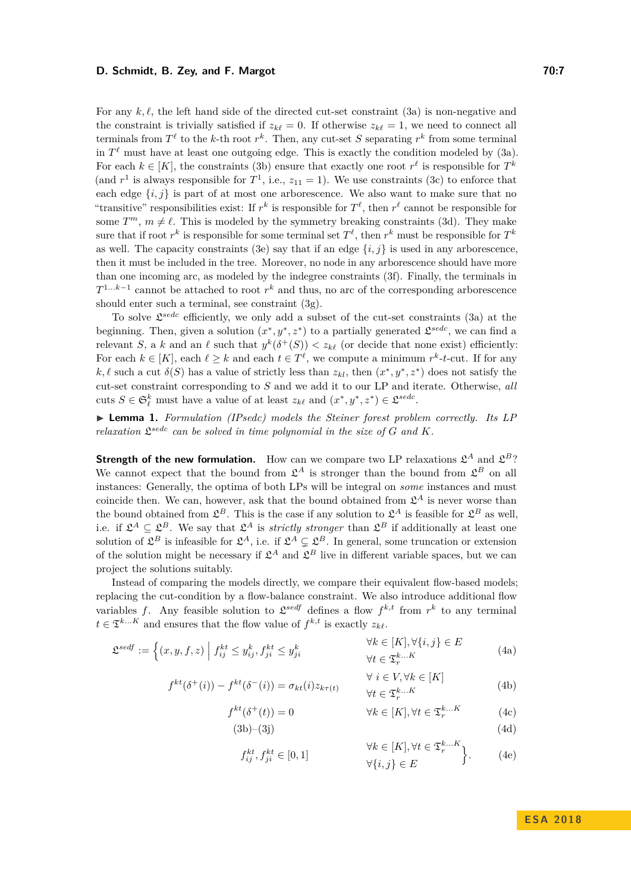For any $k, \ell$, the left hand side of the directed cut-set constraint (3a) is non-negative and the constraint is trivially satisfied if $z_{k\ell} = 0$. If otherwise $z_{k\ell} = 1$, we need to connect all terminals from $T^\ell$ to the $k$-th root $r^k$. Then, any cut-set $S$ separating $r^k$ from some terminal in $T^\ell$ must have at least one outgoing edge. This is exactly the condition modeled by (3a). For each $k \in [K]$, the constraints (3b) ensure that exactly one root $r^\ell$ is responsible for $T^k$ (and $r^1$ is always responsible for $T^1$, i.e., $z_{11} = 1$). We use constraints (3c) to enforce that each edge $\{i,j\}$ is part of at most one arborescence. We also want to make sure that no "transitive" responsibilities exist: If $r^k$ is responsible for $T^\ell$, then $r^\ell$ cannot be responsible for some $T^m$, $m \neq \ell$. This is modeled by the symmetry breaking constraints (3d). They make sure that if root $r^k$ is responsible for some terminal set $T^\ell$, then $r^k$ must be responsible for $T^k$ as well. The capacity constraints (3e) say that if an edge $\{i,j\}$ is used in any arborescence, then it must be included in the tree. Moreover, no node in any arborescence should have more than one incoming arc, as modeled by the indegree constraints (3f). Finally, the terminals in $T^{1\ldots k-1}$ cannot be attached to root $r^k$ and thus, no arc of the corresponding arborescence should enter such a terminal, see constraint (3g).

To solve $\mathfrak{L}^{sedc}$ efficiently, we only add a subset of the cut-set constraints (3a) at the beginning. Then, given a solution $(x^*, y^*, z^*)$ to a partially generated $\mathfrak{L}^{sedc}$, we can find a relevant $S$, a $k$ and an $\ell$ such that $y^k(\delta^+(S)) < z_{k\ell}$ (or decide that none exist) efficiently: For each $k \in [K]$, each $\ell \geq k$ and each $t \in T^\ell$, we compute a minimum $r^k$-$t$-cut. If for any $k, \ell$ such a cut $\delta(S)$ has a value of strictly less than $z_{kl}$, then $(x^*, y^*, z^*)$ does not satisfy the cut-set constraint corresponding to $S$ and we add it to our LP and iterate. Otherwise, *all* cuts $S \in \mathfrak{S}^k_\ell$ must have a value of at least $z_{k\ell}$ and $(x^*, y^*, z^*) \in \mathfrak{L}^{sedc}$.

▶ **Lemma 1.** *Formulation (IPsedc) models the Steiner forest problem correctly. Its LP relaxation $\mathfrak{L}^{sedc}$ can be solved in time polynomial in the size of $G$ and $K$.*

**Strength of the new formulation.** How can we compare two LP relaxations $\mathfrak{L}^A$ and $\mathfrak{L}^B$? We cannot expect that the bound from $\mathfrak{L}^A$ is stronger than the bound from $\mathfrak{L}^B$ on all instances: Generally, the optima of both LPs will be integral on *some* instances and must coincide then. We can, however, ask that the bound obtained from $\mathfrak{L}^A$ is never worse than the bound obtained from $\mathfrak{L}^B$. This is the case if any solution to $\mathfrak{L}^A$ is feasible for $\mathfrak{L}^B$ as well, i.e. if $\mathfrak{L}^A \subseteq \mathfrak{L}^B$. We say that $\mathfrak{L}^A$ is *strictly stronger* than $\mathfrak{L}^B$ if additionally at least one solution of $\mathfrak{L}^B$ is infeasible for $\mathfrak{L}^A$, i.e. if $\mathfrak{L}^A \subsetneq \mathfrak{L}^B$. In general, some truncation or extension of the solution might be necessary if $\mathfrak{L}^A$ and $\mathfrak{L}^B$ live in different variable spaces, but we can project the solutions suitably.

Instead of comparing the models directly, we compare their equivalent flow-based models; replacing the cut-condition by a flow-balance constraint. We also introduce additional flow variables $f$. Any feasible solution to $\mathfrak{L}^{sedf}$ defines a flow $f^{k,t}$ from $r^k$ to any terminal $t \in \mathfrak{T}^{k\ldots K}$ and ensures that the flow value of $f^{k,t}$ is exactly $z_{k\ell}$.

$$
\mathfrak{L}^{sedf} := \Big\{ (x,y,f,z) \;\Big|\; f^{kt}_{ij} \leq y^k_{ij}, f^{kt}_{ji} \leq y^k_{ji} \qquad \forall k \in [K], \forall \{i,j\} \in E, \; \forall t \in \mathfrak{T}^{k\ldots K}_r \tag{4a}
$$

$$
f^{kt}(\delta^+(i)) - f^{kt}(\delta^-(i)) = \sigma_{kt}(i) z_{k\tau(t)} \qquad \forall\, i \in V, \forall k \in [K], \; \forall t \in \mathfrak{T}^{k\ldots K}_r \tag{4b}
$$

$$
f^{kt}(\delta^+(t)) = 0 \qquad \forall k \in [K], \forall t \in \mathfrak{T}^{k\ldots K}_r \tag{4c}
$$

$$
\text{(3b)–(3j)} \tag{4d}
$$

$$
f^{kt}_{ij}, f^{kt}_{ji} \in [0,1] \qquad \forall k \in [K], \forall t \in \mathfrak{T}^{k\ldots K}_r, \; \forall \{i,j\} \in E \Big\}. \tag{4e}
$$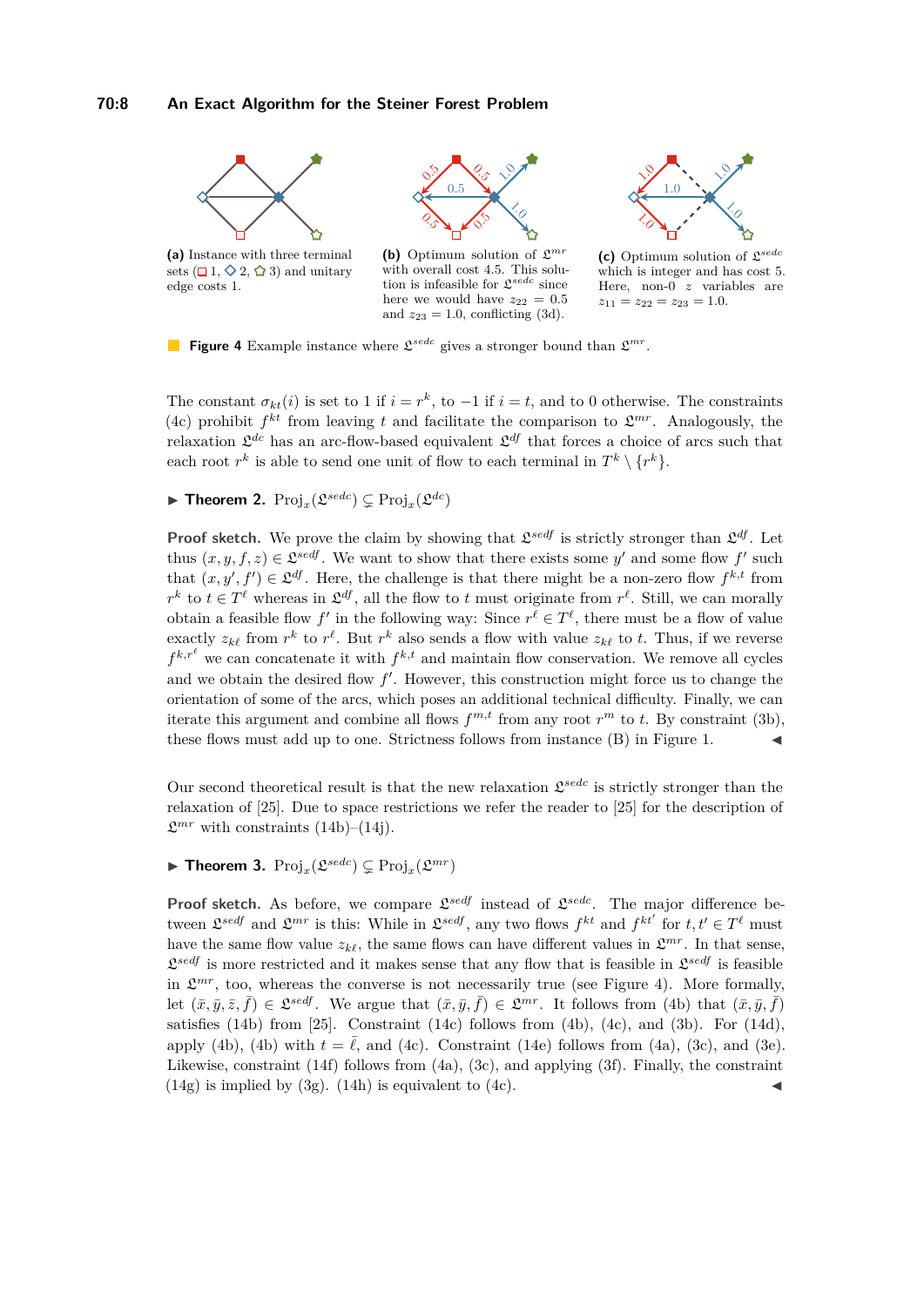**(a)** Instance with three terminal sets (□ 1, ◇ 2, ☆ 3) and unitary edge costs 1.

**(b)** Optimum solution of $\mathfrak{L}^{mr}$ with overall cost 4.5. This solution is infeasible for $\mathfrak{L}^{sedc}$ since here we would have $z_{22} = 0.5$ and $z_{23} = 1.0$, conflicting (3d).

**(c)** Optimum solution of $\mathfrak{L}^{sedc}$ which is integer and has cost 5. Here, non-0 $z$ variables are $z_{11} = z_{22} = z_{23} = 1.0$.

**Figure 4** Example instance where $\mathfrak{L}^{sedc}$ gives a stronger bound than $\mathfrak{L}^{mr}$.

The constant $\sigma_{kt}(i)$ is set to 1 if $i = r^k$, to $-1$ if $i = t$, and to 0 otherwise. The constraints (4c) prohibit $f^{kt}$ from leaving $t$ and facilitate the comparison to $\mathfrak{L}^{mr}$. Analogously, the relaxation $\mathfrak{L}^{dc}$ has an arc-flow-based equivalent $\mathfrak{L}^{df}$ that forces a choice of arcs such that each root $r^k$ is able to send one unit of flow to each terminal in $T^k \setminus \{r^k\}$.

▶ **Theorem 2.** $\mathrm{Proj}_x(\mathfrak{L}^{sedc}) \subsetneq \mathrm{Proj}_x(\mathfrak{L}^{dc})$

**Proof sketch.** We prove the claim by showing that $\mathfrak{L}^{sedf}$ is strictly stronger than $\mathfrak{L}^{df}$. Let thus $(x, y, f, z) \in \mathfrak{L}^{sedf}$. We want to show that there exists some $y'$ and some flow $f'$ such that $(x, y', f') \in \mathfrak{L}^{df}$. Here, the challenge is that there might be a non-zero flow $f^{k,t}$ from $r^k$ to $t \in T^\ell$ whereas in $\mathfrak{L}^{df}$, all the flow to $t$ must originate from $r^\ell$. Still, we can morally obtain a feasible flow $f'$ in the following way: Since $r^\ell \in T^\ell$, there must be a flow of value exactly $z_{k\ell}$ from $r^k$ to $r^\ell$. But $r^k$ also sends a flow with value $z_{k\ell}$ to $t$. Thus, if we reverse $f^{k,r^\ell}$ we can concatenate it with $f^{k,t}$ and maintain flow conservation. We remove all cycles and we obtain the desired flow $f'$. However, this construction might force us to change the orientation of some of the arcs, which poses an additional technical difficulty. Finally, we can iterate this argument and combine all flows $f^{m,t}$ from any root $r^m$ to $t$. By constraint (3b), these flows must add up to one. Strictness follows from instance (B) in Figure 1. ◀

Our second theoretical result is that the new relaxation $\mathfrak{L}^{sedc}$ is strictly stronger than the relaxation of [25]. Due to space restrictions we refer the reader to [25] for the description of $\mathfrak{L}^{mr}$ with constraints (14b)–(14j).

▶ **Theorem 3.** $\mathrm{Proj}_x(\mathfrak{L}^{sedc}) \subsetneq \mathrm{Proj}_x(\mathfrak{L}^{mr})$

**Proof sketch.** As before, we compare $\mathfrak{L}^{sedf}$ instead of $\mathfrak{L}^{sedc}$. The major difference between $\mathfrak{L}^{sedf}$ and $\mathfrak{L}^{mr}$ is this: While in $\mathfrak{L}^{sedf}$, any two flows $f^{kt}$ and $f^{kt'}$ for $t, t' \in T^\ell$ must have the same flow value $z_{k\ell}$, the same flows can have different values in $\mathfrak{L}^{mr}$. In that sense, $\mathfrak{L}^{sedf}$ is more restricted and it makes sense that any flow that is feasible in $\mathfrak{L}^{sedf}$ is feasible in $\mathfrak{L}^{mr}$, too, whereas the converse is not necessarily true (see Figure 4). More formally, let $(\bar{x}, \bar{y}, \bar{z}, \bar{f}) \in \mathfrak{L}^{sedf}$. We argue that $(\bar{x}, \bar{y}, \bar{f}) \in \mathfrak{L}^{mr}$. It follows from (4b) that $(\bar{x}, \bar{y}, \bar{f})$ satisfies (14b) from [25]. Constraint (14c) follows from (4b), (4c), and (3b). For (14d), apply (4b), (4b) with $t = \bar{\ell}$, and (4c). Constraint (14e) follows from (4a), (3c), and (3e). Likewise, constraint (14f) follows from (4a), (3c), and applying (3f). Finally, the constraint (14g) is implied by (3g). (14h) is equivalent to (4c). ◀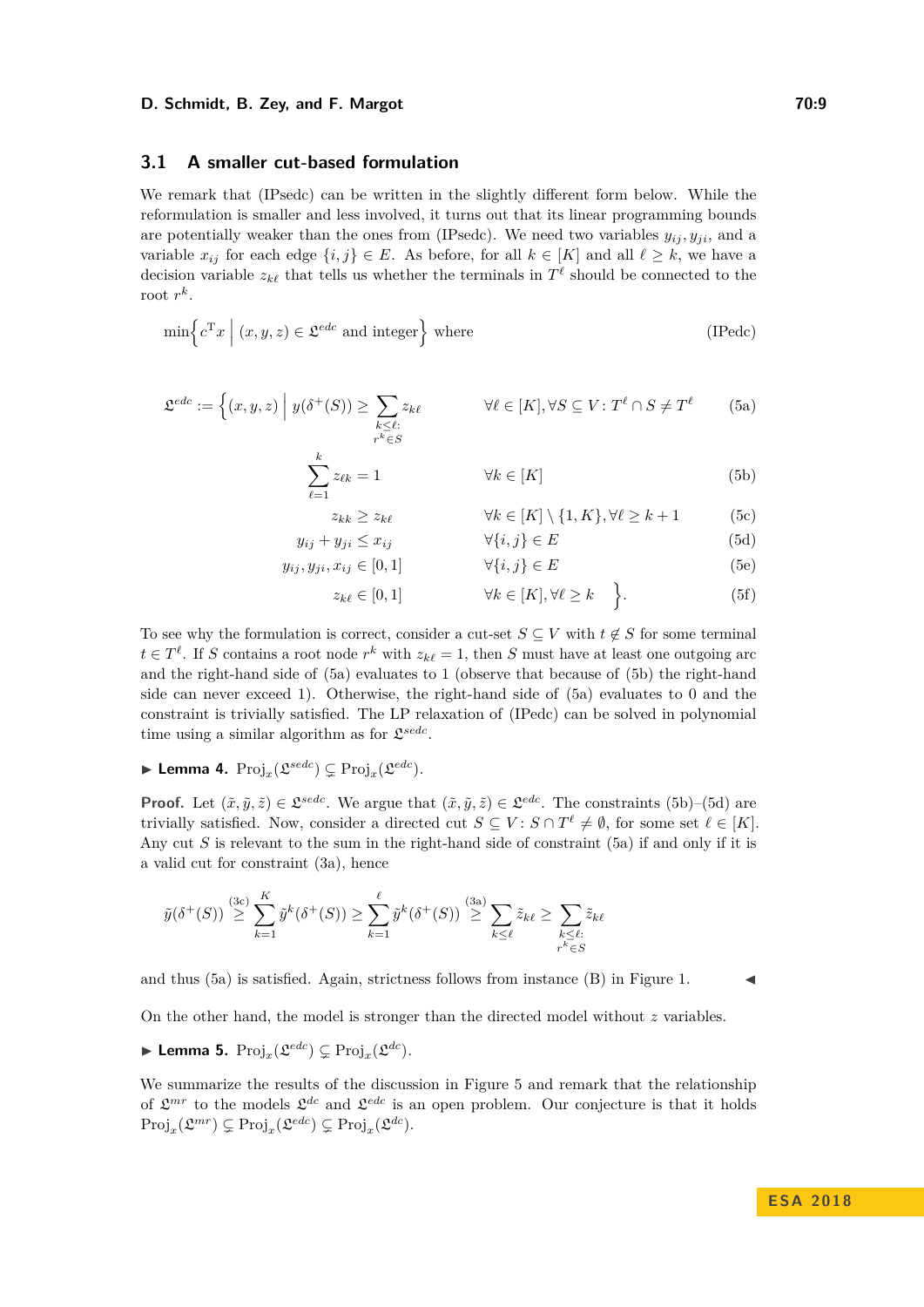## 3.1 A smaller cut-based formulation

We remark that (IPsedc) can be written in the slightly different form below. While the reformulation is smaller and less involved, it turns out that its linear programming bounds are potentially weaker than the ones from (IPsedc). We need two variables $y_{ij}, y_{ji}$, and a variable $x_{ij}$ for each edge $\{i, j\} \in E$. As before, for all $k \in [K]$ and all $\ell \geq k$, we have a decision variable $z_{k\ell}$ that tells us whether the terminals in $T^\ell$ should be connected to the root $r^k$.

$$\min\left\{ c^{\mathrm{T}} x \;\middle|\; (x, y, z) \in \mathfrak{L}^{edc} \text{ and integer} \right\} \text{ where} \tag{IPedc}$$

$$\mathfrak{L}^{edc} := \Big\{ (x, y, z) \;\Big|\; y(\delta^+(S)) \geq \sum_{\substack{k \leq \ell: \\ r^k \in S}} z_{k\ell} \qquad \forall \ell \in [K], \forall S \subseteq V : T^\ell \cap S \neq T^\ell \tag{5a}$$

$$\sum_{\ell=1}^{k} z_{\ell k} = 1 \qquad \forall k \in [K] \tag{5b}$$

$$z_{kk} \geq z_{k\ell} \qquad \forall k \in [K] \setminus \{1, K\}, \forall \ell \geq k+1 \tag{5c}$$

$$y_{ij} + y_{ji} \leq x_{ij} \qquad \forall \{i, j\} \in E \tag{5d}$$

$$y_{ij}, y_{ji}, x_{ij} \in [0, 1] \qquad \forall \{i, j\} \in E \tag{5e}$$

$$z_{k\ell} \in [0, 1] \qquad \forall k \in [K], \forall \ell \geq k \quad \Big\}. \tag{5f}$$

To see why the formulation is correct, consider a cut-set $S \subseteq V$ with $t \notin S$ for some terminal $t \in T^\ell$. If $S$ contains a root node $r^k$ with $z_{k\ell} = 1$, then $S$ must have at least one outgoing arc and the right-hand side of (5a) evaluates to 1 (observe that because of (5b) the right-hand side can never exceed 1). Otherwise, the right-hand side of (5a) evaluates to 0 and the constraint is trivially satisfied. The LP relaxation of (IPedc) can be solved in polynomial time using a similar algorithm as for $\mathfrak{L}^{sedc}$.

▶ **Lemma 4.** $\mathrm{Proj}_x(\mathfrak{L}^{sedc}) \subsetneq \mathrm{Proj}_x(\mathfrak{L}^{edc})$.

**Proof.** Let $(\tilde{x}, \tilde{y}, \tilde{z}) \in \mathfrak{L}^{sedc}$. We argue that $(\tilde{x}, \tilde{y}, \tilde{z}) \in \mathfrak{L}^{edc}$. The constraints (5b)–(5d) are trivially satisfied. Now, consider a directed cut $S \subseteq V : S \cap T^\ell \neq \emptyset$, for some set $\ell \in [K]$. Any cut $S$ is relevant to the sum in the right-hand side of constraint (5a) if and only if it is a valid cut for constraint (3a), hence

$$\tilde{y}(\delta^+(S)) \overset{\text{(3c)}}{\geq} \sum_{k=1}^{K} \tilde{y}^k(\delta^+(S)) \geq \sum_{k=1}^{\ell} \tilde{y}^k(\delta^+(S)) \overset{\text{(3a)}}{\geq} \sum_{k \leq \ell} \tilde{z}_{k\ell} \geq \sum_{\substack{k \leq \ell: \\ r^k \in S}} \tilde{z}_{k\ell}$$

and thus (5a) is satisfied. Again, strictness follows from instance (B) in Figure 1. ◀

On the other hand, the model is stronger than the directed model without $z$ variables.

▶ **Lemma 5.** $\mathrm{Proj}_x(\mathfrak{L}^{edc}) \subsetneq \mathrm{Proj}_x(\mathfrak{L}^{dc})$.

We summarize the results of the discussion in Figure 5 and remark that the relationship of $\mathfrak{L}^{mr}$ to the models $\mathfrak{L}^{dc}$ and $\mathfrak{L}^{edc}$ is an open problem. Our conjecture is that it holds $\mathrm{Proj}_x(\mathfrak{L}^{mr}) \subsetneq \mathrm{Proj}_x(\mathfrak{L}^{edc}) \subsetneq \mathrm{Proj}_x(\mathfrak{L}^{dc})$.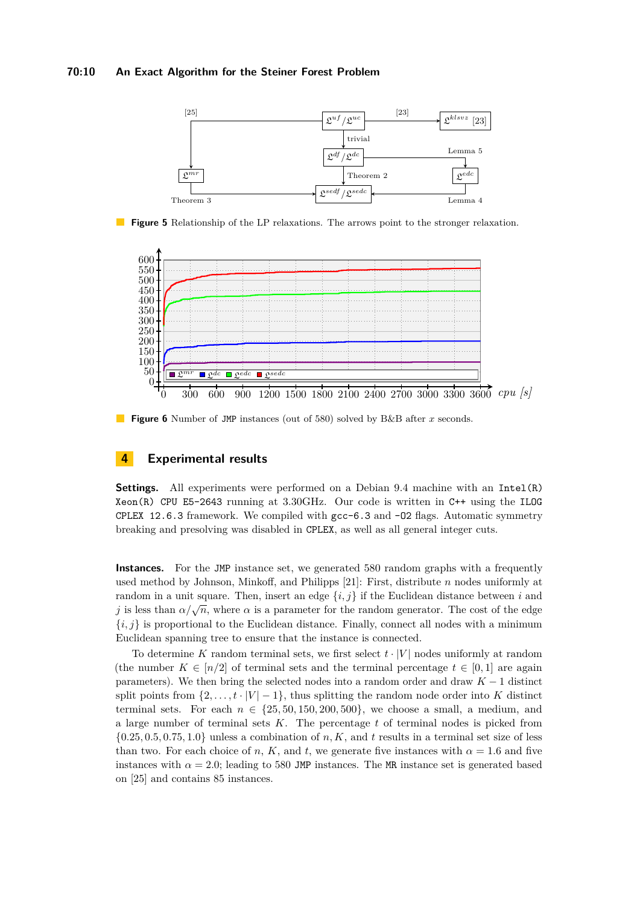**Figure 5** Relationship of the LP relaxations. The arrows point to the stronger relaxation.

**Figure 6** Number of JMP instances (out of 580) solved by B&B after $x$ seconds.

## 4 Experimental results

**Settings.** All experiments were performed on a Debian 9.4 machine with an Intel(R) Xeon(R) CPU E5-2643 running at 3.30GHz. Our code is written in C++ using the ILOG CPLEX 12.6.3 framework. We compiled with gcc-6.3 and -O2 flags. Automatic symmetry breaking and presolving was disabled in CPLEX, as well as all general integer cuts.

**Instances.** For the JMP instance set, we generated 580 random graphs with a frequently used method by Johnson, Minkoff, and Philipps [21]: First, distribute $n$ nodes uniformly at random in a unit square. Then, insert an edge $\{i, j\}$ if the Euclidean distance between $i$ and $j$ is less than $\alpha/\sqrt{n}$, where $\alpha$ is a parameter for the random generator. The cost of the edge $\{i, j\}$ is proportional to the Euclidean distance. Finally, connect all nodes with a minimum Euclidean spanning tree to ensure that the instance is connected.

To determine $K$ random terminal sets, we first select $t \cdot |V|$ nodes uniformly at random (the number $K \in [n/2]$ of terminal sets and the terminal percentage $t \in [0, 1]$ are again parameters). We then bring the selected nodes into a random order and draw $K - 1$ distinct split points from $\{2, \ldots, t \cdot |V| - 1\}$, thus splitting the random node order into $K$ distinct terminal sets. For each $n \in \{25, 50, 150, 200, 500\}$, we choose a small, a medium, and a large number of terminal sets $K$. The percentage $t$ of terminal nodes is picked from $\{0.25, 0.5, 0.75, 1.0\}$ unless a combination of $n$, $K$, and $t$ results in a terminal set size of less than two. For each choice of $n$, $K$, and $t$, we generate five instances with $\alpha = 1.6$ and five instances with $\alpha = 2.0$; leading to 580 JMP instances. The MR instance set is generated based on [25] and contains 85 instances.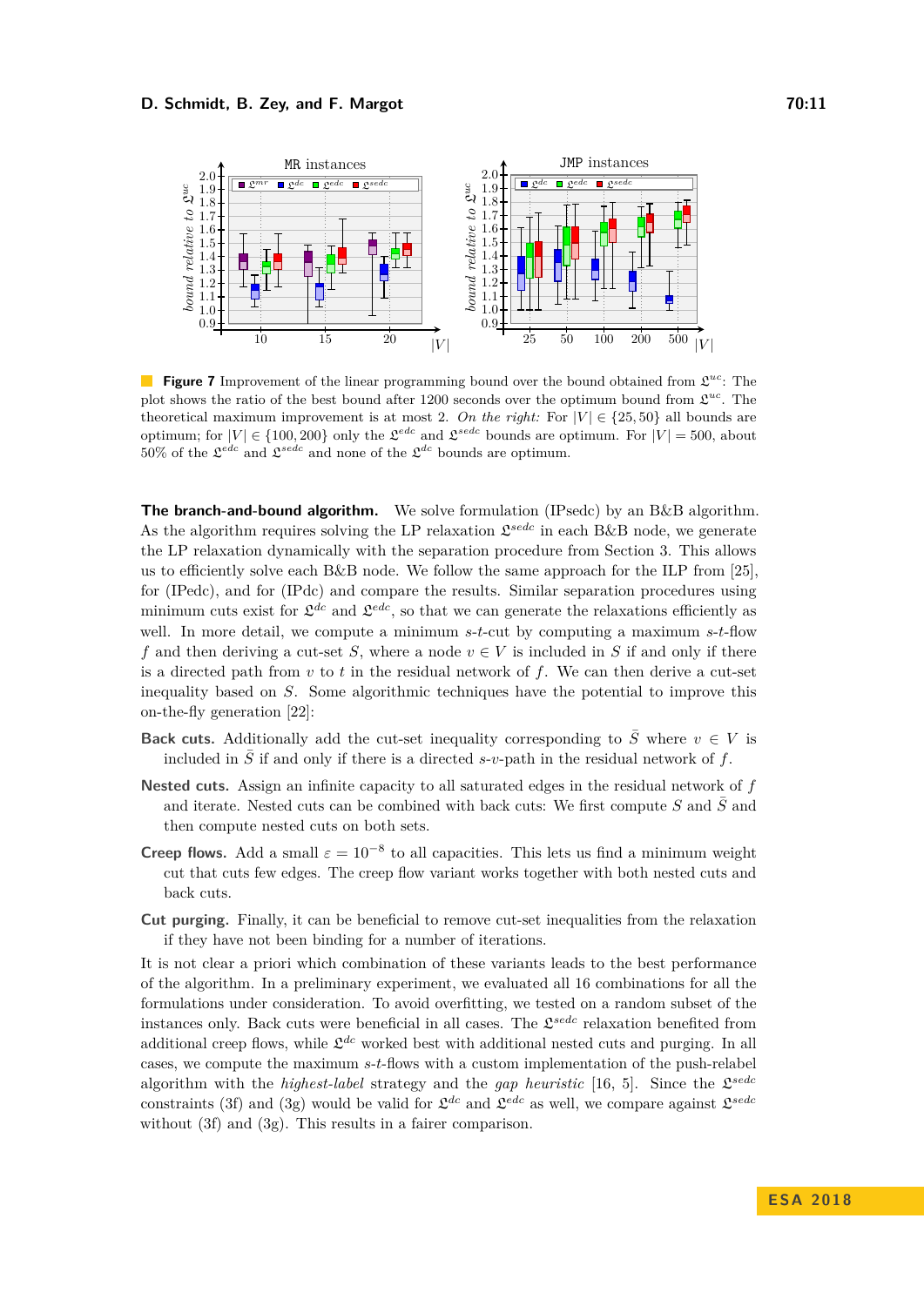**Figure 7** Improvement of the linear programming bound over the bound obtained from $\mathfrak{L}^{uc}$: The plot shows the ratio of the best bound after 1200 seconds over the optimum bound from $\mathfrak{L}^{uc}$. The theoretical maximum improvement is at most 2. *On the right:* For $|V| \in \{25, 50\}$ all bounds are optimum; for $|V| \in \{100, 200\}$ only the $\mathfrak{L}^{edc}$ and $\mathfrak{L}^{sedc}$ bounds are optimum. For $|V| = 500$, about 50% of the $\mathfrak{L}^{edc}$ and $\mathfrak{L}^{sedc}$ and none of the $\mathfrak{L}^{dc}$ bounds are optimum.

**The branch-and-bound algorithm.** We solve formulation (IPsedc) by an B&B algorithm. As the algorithm requires solving the LP relaxation $\mathfrak{L}^{sedc}$ in each B&B node, we generate the LP relaxation dynamically with the separation procedure from Section 3. This allows us to efficiently solve each B&B node. We follow the same approach for the ILP from [25], for (IPedc), and for (IPdc) and compare the results. Similar separation procedures using minimum cuts exist for $\mathfrak{L}^{dc}$ and $\mathfrak{L}^{edc}$, so that we can generate the relaxations efficiently as well. In more detail, we compute a minimum $s$-$t$-cut by computing a maximum $s$-$t$-flow $f$ and then deriving a cut-set $S$, where a node $v \in V$ is included in $S$ if and only if there is a directed path from $v$ to $t$ in the residual network of $f$. We can then derive a cut-set inequality based on $S$. Some algorithmic techniques have the potential to improve this on-the-fly generation [22]:

**Back cuts.** Additionally add the cut-set inequality corresponding to $\bar{S}$ where $v \in V$ is included in $\bar{S}$ if and only if there is a directed $s$-$v$-path in the residual network of $f$.

**Nested cuts.** Assign an infinite capacity to all saturated edges in the residual network of $f$ and iterate. Nested cuts can be combined with back cuts: We first compute $S$ and $\bar{S}$ and then compute nested cuts on both sets.

**Creep flows.** Add a small $\varepsilon = 10^{-8}$ to all capacities. This lets us find a minimum weight cut that cuts few edges. The creep flow variant works together with both nested cuts and back cuts.

**Cut purging.** Finally, it can be beneficial to remove cut-set inequalities from the relaxation if they have not been binding for a number of iterations.

It is not clear a priori which combination of these variants leads to the best performance of the algorithm. In a preliminary experiment, we evaluated all 16 combinations for all the formulations under consideration. To avoid overfitting, we tested on a random subset of the instances only. Back cuts were beneficial in all cases. The $\mathfrak{L}^{sedc}$ relaxation benefited from additional creep flows, while $\mathfrak{L}^{dc}$ worked best with additional nested cuts and purging. In all cases, we compute the maximum $s$-$t$-flows with a custom implementation of the push-relabel algorithm with the *highest-label* strategy and the *gap heuristic* [16, 5]. Since the $\mathfrak{L}^{sedc}$ constraints (3f) and (3g) would be valid for $\mathfrak{L}^{dc}$ and $\mathfrak{L}^{edc}$ as well, we compare against $\mathfrak{L}^{sedc}$ without (3f) and (3g). This results in a fairer comparison.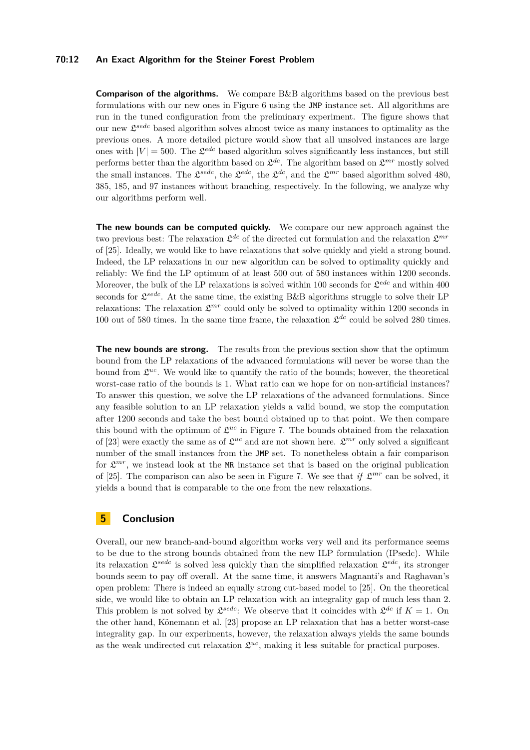**Comparison of the algorithms.** We compare B&B algorithms based on the previous best formulations with our new ones in Figure 6 using the JMP instance set. All algorithms are run in the tuned configuration from the preliminary experiment. The figure shows that our new $\mathfrak{L}^{sedc}$ based algorithm solves almost twice as many instances to optimality as the previous ones. A more detailed picture would show that all unsolved instances are large ones with $|V| = 500$. The $\mathfrak{L}^{edc}$ based algorithm solves significantly less instances, but still performs better than the algorithm based on $\mathfrak{L}^{dc}$. The algorithm based on $\mathfrak{L}^{mr}$ mostly solved the small instances. The $\mathfrak{L}^{sedc}$, the $\mathfrak{L}^{edc}$, the $\mathfrak{L}^{dc}$, and the $\mathfrak{L}^{mr}$ based algorithm solved 480, 385, 185, and 97 instances without branching, respectively. In the following, we analyze why our algorithms perform well.

**The new bounds can be computed quickly.** We compare our new approach against the two previous best: The relaxation $\mathfrak{L}^{dc}$ of the directed cut formulation and the relaxation $\mathfrak{L}^{mr}$ of [25]. Ideally, we would like to have relaxations that solve quickly and yield a strong bound. Indeed, the LP relaxations in our new algorithm can be solved to optimality quickly and reliably: We find the LP optimum of at least 500 out of 580 instances within 1200 seconds. Moreover, the bulk of the LP relaxations is solved within 100 seconds for $\mathfrak{L}^{edc}$ and within 400 seconds for $\mathfrak{L}^{sedc}$. At the same time, the existing B&B algorithms struggle to solve their LP relaxations: The relaxation $\mathfrak{L}^{mr}$ could only be solved to optimality within 1200 seconds in 100 out of 580 times. In the same time frame, the relaxation $\mathfrak{L}^{dc}$ could be solved 280 times.

**The new bounds are strong.** The results from the previous section show that the optimum bound from the LP relaxations of the advanced formulations will never be worse than the bound from $\mathfrak{L}^{uc}$. We would like to quantify the ratio of the bounds; however, the theoretical worst-case ratio of the bounds is 1. What ratio can we hope for on non-artificial instances? To answer this question, we solve the LP relaxations of the advanced formulations. Since any feasible solution to an LP relaxation yields a valid bound, we stop the computation after 1200 seconds and take the best bound obtained up to that point. We then compare this bound with the optimum of $\mathfrak{L}^{uc}$ in Figure 7. The bounds obtained from the relaxation of [23] were exactly the same as of $\mathfrak{L}^{uc}$ and are not shown here. $\mathfrak{L}^{mr}$ only solved a significant number of the small instances from the JMP set. To nonetheless obtain a fair comparison for $\mathfrak{L}^{mr}$, we instead look at the MR instance set that is based on the original publication of [25]. The comparison can also be seen in Figure 7. We see that *if* $\mathfrak{L}^{mr}$ can be solved, it yields a bound that is comparable to the one from the new relaxations.

## 5 Conclusion

Overall, our new branch-and-bound algorithm works very well and its performance seems to be due to the strong bounds obtained from the new ILP formulation (IPsedc). While its relaxation $\mathfrak{L}^{sedc}$ is solved less quickly than the simplified relaxation $\mathfrak{L}^{edc}$, its stronger bounds seem to pay off overall. At the same time, it answers Magnanti's and Raghavan's open problem: There is indeed an equally strong cut-based model to [25]. On the theoretical side, we would like to obtain an LP relaxation with an integrality gap of much less than 2. This problem is not solved by $\mathfrak{L}^{sedc}$: We observe that it coincides with $\mathfrak{L}^{dc}$ if $K = 1$. On the other hand, Könemann et al. [23] propose an LP relaxation that has a better worst-case integrality gap. In our experiments, however, the relaxation always yields the same bounds as the weak undirected cut relaxation $\mathfrak{L}^{uc}$, making it less suitable for practical purposes.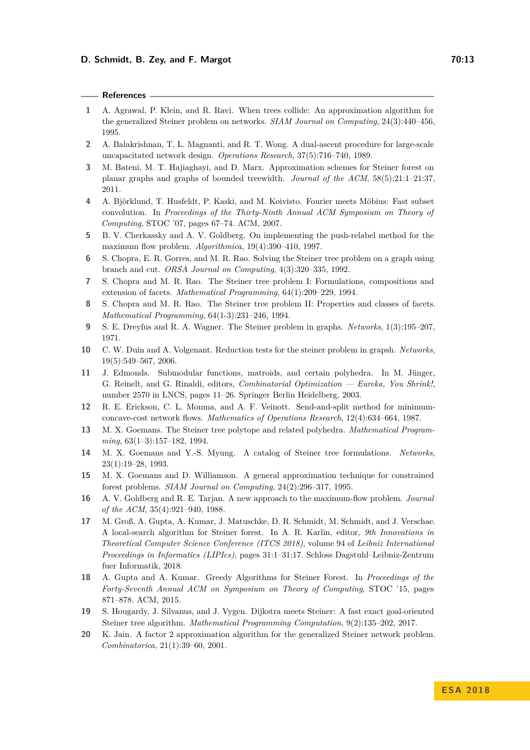## References

1. A. Agrawal, P. Klein, and R. Ravi. When trees collide: An approximation algorithm for the generalized Steiner problem on networks. *SIAM Journal on Computing*, 24(3):440–456, 1995.
2. A. Balakrishnan, T. L. Magnanti, and R. T. Wong. A dual-ascent procedure for large-scale uncapacitated network design. *Operations Research*, 37(5):716–740, 1989.
3. M. Bateni, M. T. Hajiaghayi, and D. Marx. Approximation schemes for Steiner forest on planar graphs and graphs of bounded treewidth. *Journal of the ACM*, 58(5):21:1–21:37, 2011.
4. A. Björklund, T. Husfeldt, P. Kaski, and M. Koivisto. Fourier meets Möbius: Fast subset convolution. In *Proceedings of the Thirty-Ninth Annual ACM Symposium on Theory of Computing*, STOC '07, pages 67–74. ACM, 2007.
5. B. V. Cherkassky and A. V. Goldberg. On implementing the push-relabel method for the maximum flow problem. *Algorithmica*, 19(4):390–410, 1997.
6. S. Chopra, E. R. Gorres, and M. R. Rao. Solving the Steiner tree problem on a graph using branch and cut. *ORSA Journal on Computing*, 4(3):320–335, 1992.
7. S. Chopra and M. R. Rao. The Steiner tree problem I: Formulations, compositions and extension of facets. *Mathematical Programming*, 64(1):209–229, 1994.
8. S. Chopra and M. R. Rao. The Steiner tree problem II: Properties and classes of facets. *Mathematical Programming*, 64(1-3):231–246, 1994.
9. S. E. Dreyfus and R. A. Wagner. The Steiner problem in graphs. *Networks*, 1(3):195–207, 1971.
10. C. W. Duin and A. Volgenant. Reduction tests for the steiner problem in grapsh. *Networks*, 19(5):549–567, 2006.
11. J. Edmonds. Submodular functions, matroids, and certain polyhedra. In M. Jünger, G. Reinelt, and G. Rinaldi, editors, *Combinatorial Optimization — Eureka, You Shrink!*, number 2570 in LNCS, pages 11–26. Springer Berlin Heidelberg, 2003.
12. R. E. Erickson, C. L. Monma, and A. F. Veinott. Send-and-split method for minimum-concave-cost network flows. *Mathematics of Operations Research*, 12(4):634–664, 1987.
13. M. X. Goemans. The Steiner tree polytope and related polyhedra. *Mathematical Programming*, 63(1–3):157–182, 1994.
14. M. X. Goemans and Y.-S. Myung. A catalog of Steiner tree formulations. *Networks*, 23(1):19–28, 1993.
15. M. X. Goemans and D. Williamson. A general approximation technique for constrained forest problems. *SIAM Journal on Computing*, 24(2):296–317, 1995.
16. A. V. Goldberg and R. E. Tarjan. A new approach to the maximum-flow problem. *Journal of the ACM*, 35(4):921–940, 1988.
17. M. Groß, A. Gupta, A. Kumar, J. Matuschke, D. R. Schmidt, M. Schmidt, and J. Verschae. A local-search algorithm for Steiner forest. In A. R. Karlin, editor, *9th Innovations in Theoretical Computer Science Conference (ITCS 2018)*, volume 94 of *Leibniz International Proceedings in Informatics (LIPIcs)*, pages 31:1–31:17. Schloss Dagstuhl–Leibniz-Zentrum fuer Informatik, 2018.
18. A. Gupta and A. Kumar. Greedy Algorithms for Steiner Forest. In *Proceedings of the Forty-Seventh Annual ACM on Symposium on Theory of Computing*, STOC '15, pages 871–878. ACM, 2015.
19. S. Hougardy, J. Silvanus, and J. Vygen. Dijkstra meets Steiner: A fast exact goal-oriented Steiner tree algorithm. *Mathematical Programming Computation*, 9(2):135–202, 2017.
20. K. Jain. A factor 2 approximation algorithm for the generalized Steiner network problem. *Combinatorica*, 21(1):39–60, 2001.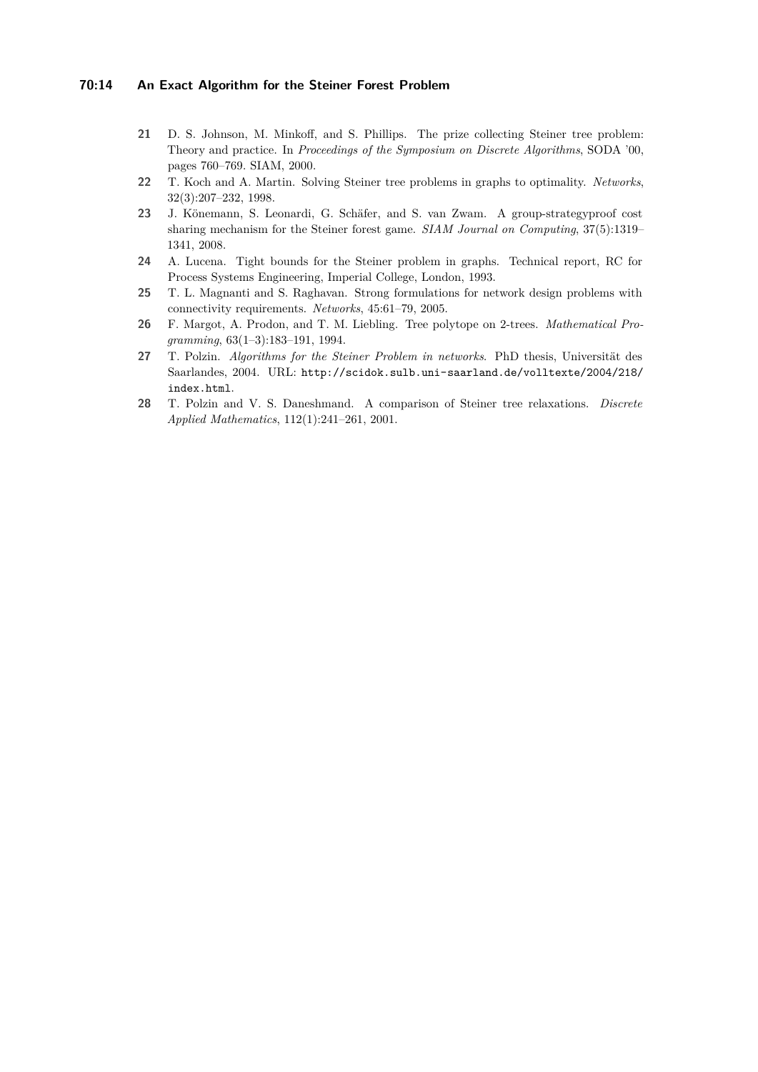21 D. S. Johnson, M. Minkoff, and S. Phillips. The prize collecting Steiner tree problem: Theory and practice. In *Proceedings of the Symposium on Discrete Algorithms*, SODA '00, pages 760–769. SIAM, 2000.

22 T. Koch and A. Martin. Solving Steiner tree problems in graphs to optimality. *Networks*, 32(3):207–232, 1998.

23 J. Könemann, S. Leonardi, G. Schäfer, and S. van Zwam. A group-strategyproof cost sharing mechanism for the Steiner forest game. *SIAM Journal on Computing*, 37(5):1319–1341, 2008.

24 A. Lucena. Tight bounds for the Steiner problem in graphs. Technical report, RC for Process Systems Engineering, Imperial College, London, 1993.

25 T. L. Magnanti and S. Raghavan. Strong formulations for network design problems with connectivity requirements. *Networks*, 45:61–79, 2005.

26 F. Margot, A. Prodon, and T. M. Liebling. Tree polytope on 2-trees. *Mathematical Programming*, 63(1–3):183–191, 1994.

27 T. Polzin. *Algorithms for the Steiner Problem in networks*. PhD thesis, Universität des Saarlandes, 2004. URL: `http://scidok.sulb.uni-saarland.de/volltexte/2004/218/index.html`.

28 T. Polzin and V. S. Daneshmand. A comparison of Steiner tree relaxations. *Discrete Applied Mathematics*, 112(1):241–261, 2001.